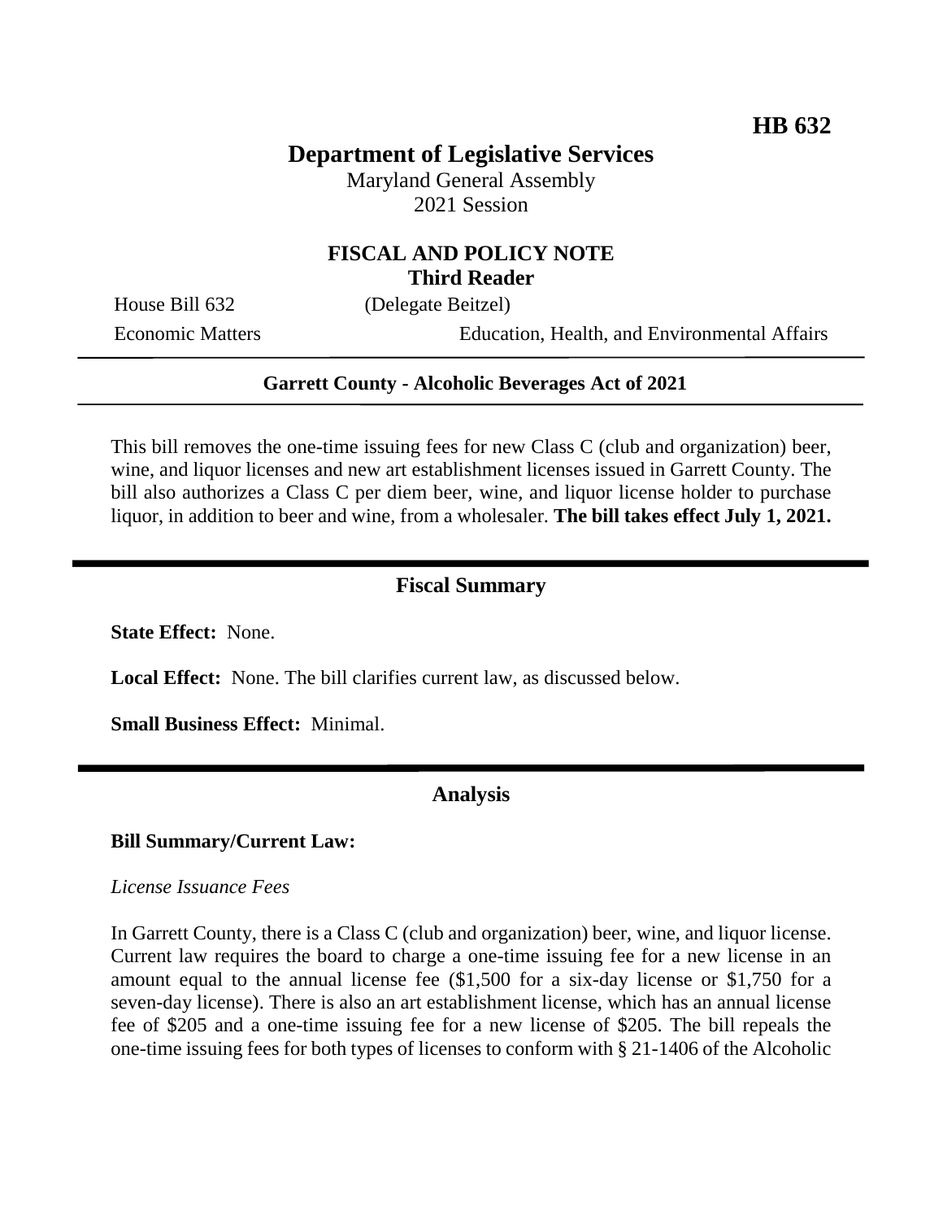**HB 632**

# Department of Legislative Services

Maryland General Assembly
2021 Session

## FISCAL AND POLICY NOTE
**Third Reader**

House Bill 632 (Delegate Beitzel)
Economic Matters Education, Health, and Environmental Affairs

**Garrett County - Alcoholic Beverages Act of 2021**

This bill removes the one-time issuing fees for new Class C (club and organization) beer, wine, and liquor licenses and new art establishment licenses issued in Garrett County. The bill also authorizes a Class C per diem beer, wine, and liquor license holder to purchase liquor, in addition to beer and wine, from a wholesaler. **The bill takes effect July 1, 2021.**

## Fiscal Summary

**State Effect:** None.

**Local Effect:** None. The bill clarifies current law, as discussed below.

**Small Business Effect:** Minimal.

## Analysis

**Bill Summary/Current Law:**

*License Issuance Fees*

In Garrett County, there is a Class C (club and organization) beer, wine, and liquor license. Current law requires the board to charge a one-time issuing fee for a new license in an amount equal to the annual license fee ($1,500 for a six-day license or $1,750 for a seven-day license). There is also an art establishment license, which has an annual license fee of $205 and a one-time issuing fee for a new license of $205. The bill repeals the one-time issuing fees for both types of licenses to conform with § 21-1406 of the Alcoholic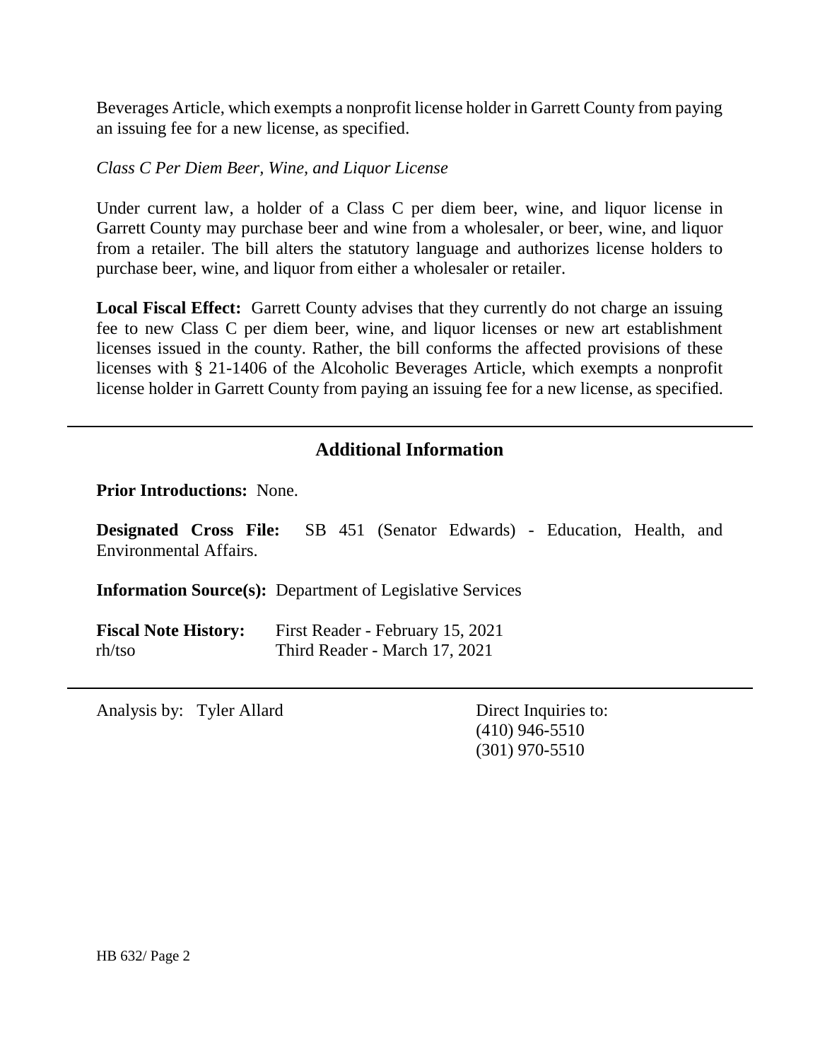Beverages Article, which exempts a nonprofit license holder in Garrett County from paying an issuing fee for a new license, as specified.

*Class C Per Diem Beer, Wine, and Liquor License*

Under current law, a holder of a Class C per diem beer, wine, and liquor license in Garrett County may purchase beer and wine from a wholesaler, or beer, wine, and liquor from a retailer. The bill alters the statutory language and authorizes license holders to purchase beer, wine, and liquor from either a wholesaler or retailer.

**Local Fiscal Effect:** Garrett County advises that they currently do not charge an issuing fee to new Class C per diem beer, wine, and liquor licenses or new art establishment licenses issued in the county. Rather, the bill conforms the affected provisions of these licenses with § 21-1406 of the Alcoholic Beverages Article, which exempts a nonprofit license holder in Garrett County from paying an issuing fee for a new license, as specified.

---

## Additional Information

**Prior Introductions:** None.

**Designated Cross File:** SB 451 (Senator Edwards) - Education, Health, and Environmental Affairs.

**Information Source(s):** Department of Legislative Services

**Fiscal Note History:** First Reader - February 15, 2021
rh/tso Third Reader - March 17, 2021

---

Analysis by: Tyler Allard

Direct Inquiries to:
(410) 946-5510
(301) 970-5510